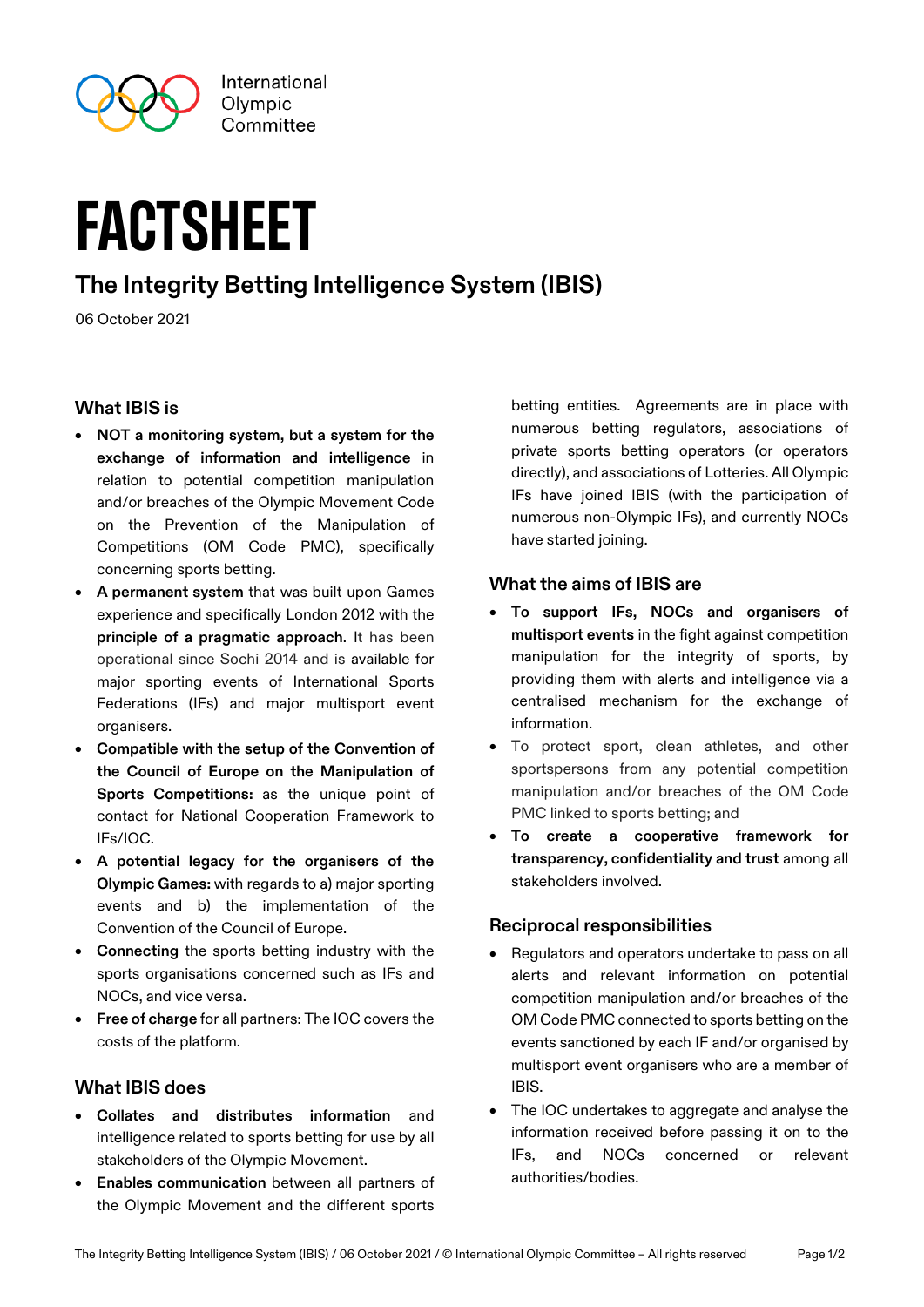International Olympic Committee

# FACTSHEET

## The Integrity Betting Intelligence System (IBIS)

06 October 2021

### What IBIS is

- **NOT a monitoring system, but a system for the exchange of information and intelligence** in relation to potential competition manipulation and/or breaches of the Olympic Movement Code on the Prevention of the Manipulation of Competitions (OM Code PMC), specifically concerning sports betting.
- **A permanent system** that was built upon Games experience and specifically London 2012 with the **principle of a pragmatic approach**. It has been operational since Sochi 2014 and is available for major sporting events of International Sports Federations (IFs) and major multisport event organisers.
- **Compatible with the setup of the Convention of the Council of Europe on the Manipulation of Sports Competitions:** as the unique point of contact for National Cooperation Framework to IFs/IOC.
- **A potential legacy for the organisers of the Olympic Games:** with regards to a) major sporting events and b) the implementation of the Convention of the Council of Europe.
- **Connecting** the sports betting industry with the sports organisations concerned such as IFs and NOCs, and vice versa.
- **Free of charge** for all partners: The IOC covers the costs of the platform.

### What IBIS does

- **Collates and distributes information** and intelligence related to sports betting for use by all stakeholders of the Olympic Movement.
- **Enables communication** between all partners of the Olympic Movement and the different sports betting entities. Agreements are in place with numerous betting regulators, associations of private sports betting operators (or operators directly), and associations of Lotteries. All Olympic IFs have joined IBIS (with the participation of numerous non-Olympic IFs), and currently NOCs have started joining.

### What the aims of IBIS are

- **To support IFs, NOCs and organisers of multisport events** in the fight against competition manipulation for the integrity of sports, by providing them with alerts and intelligence via a centralised mechanism for the exchange of information.
- To protect sport, clean athletes, and other sportspersons from any potential competition manipulation and/or breaches of the OM Code PMC linked to sports betting; and
- **To create a cooperative framework for transparency, confidentiality and trust** among all stakeholders involved.

### Reciprocal responsibilities

- Regulators and operators undertake to pass on all alerts and relevant information on potential competition manipulation and/or breaches of the OM Code PMC connected to sports betting on the events sanctioned by each IF and/or organised by multisport event organisers who are a member of IBIS.
- The IOC undertakes to aggregate and analyse the information received before passing it on to the IFs, and NOCs concerned or relevant authorities/bodies.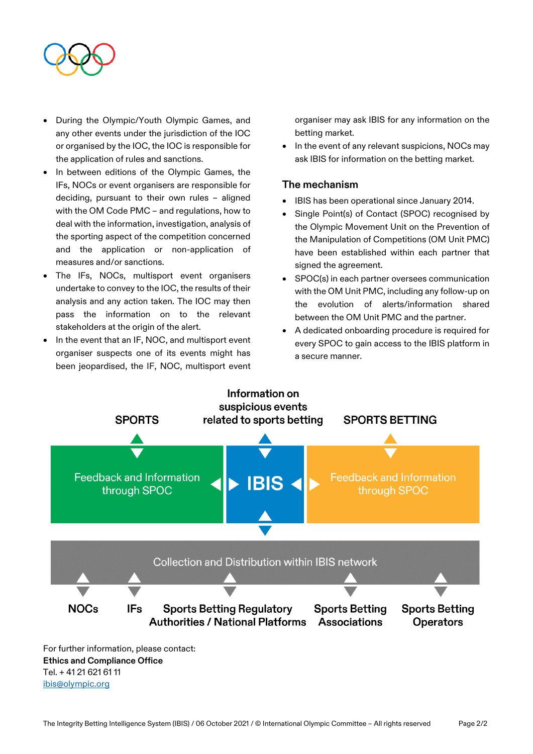- During the Olympic/Youth Olympic Games, and any other events under the jurisdiction of the IOC or organised by the IOC, the IOC is responsible for the application of rules and sanctions.
- In between editions of the Olympic Games, the IFs, NOCs or event organisers are responsible for deciding, pursuant to their own rules – aligned with the OM Code PMC – and regulations, how to deal with the information, investigation, analysis of the sporting aspect of the competition concerned and the application or non-application of measures and/or sanctions.
- The IFs, NOCs, multisport event organisers undertake to convey to the IOC, the results of their analysis and any action taken. The IOC may then pass the information on to the relevant stakeholders at the origin of the alert.
- In the event that an IF, NOC, and multisport event organiser suspects one of its events might has been jeopardised, the IF, NOC, multisport event organiser may ask IBIS for any information on the betting market.
- In the event of any relevant suspicions, NOCs may ask IBIS for information on the betting market.

## The mechanism

- IBIS has been operational since January 2014.
- Single Point(s) of Contact (SPOC) recognised by the Olympic Movement Unit on the Prevention of the Manipulation of Competitions (OM Unit PMC) have been established within each partner that signed the agreement.
- SPOC(s) in each partner oversees communication with the OM Unit PMC, including any follow-up on the evolution of alerts/information shared between the OM Unit PMC and the partner.
- A dedicated onboarding procedure is required for every SPOC to gain access to the IBIS platform in a secure manner.

SPORTS

Information on suspicious events related to sports betting

SPORTS BETTING

Feedback and Information through SPOC

IBIS

Feedback and Information through SPOC

Collection and Distribution within IBIS network

NOCs

IFs

Sports Betting Regulatory Authorities / National Platforms

Sports Betting Associations

Sports Betting Operators

For further information, please contact:
**Ethics and Compliance Office**
Tel. + 41 21 621 61 11
ibis@olympic.org